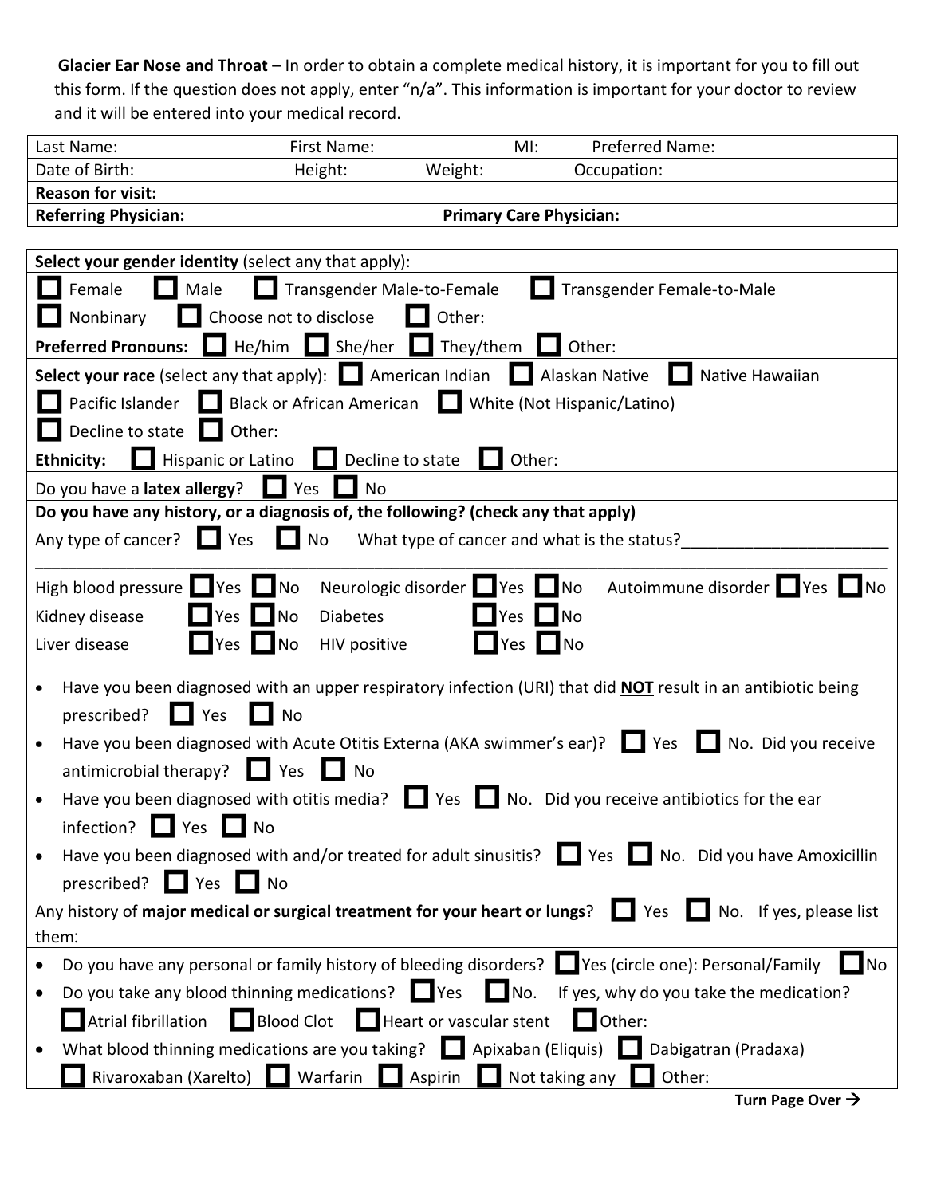**Glacier Ear Nose and Throat** – In order to obtain a complete medical history, it is important for you to fill out this form. If the question does not apply, enter "n/a". This information is important for your doctor to review and it will be entered into your medical record.

| Last Name: | First Name: | MI: | Preferred Name: |
|---|---|---|---|
| Date of Birth: | Height: Weight: | | Occupation: |
| **Reason for visit:** | | | |
| **Referring Physician:** | | **Primary Care Physician:** | |

**Select your gender identity** (select any that apply):

☐ Female ☐ Male ☐ Transgender Male-to-Female ☐ Transgender Female-to-Male
☐ Nonbinary ☐ Choose not to disclose ☐ Other:

**Preferred Pronouns:** ☐ He/him ☐ She/her ☐ They/them ☐ Other:

**Select your race** (select any that apply): ☐ American Indian ☐ Alaskan Native ☐ Native Hawaiian
☐ Pacific Islander ☐ Black or African American ☐ White (Not Hispanic/Latino)
☐ Decline to state ☐ Other:

**Ethnicity:** ☐ Hispanic or Latino ☐ Decline to state ☐ Other:

Do you have a **latex allergy**? ☐ Yes ☐ No

**Do you have any history, or a diagnosis of, the following? (check any that apply)**

Any type of cancer? ☐ Yes ☐ No What type of cancer and what is the status?______________________
_____________________________________________________________________________________

High blood pressure ☐ Yes ☐ No Neurologic disorder ☐ Yes ☐ No Autoimmune disorder ☐ Yes ☐ No
Kidney disease ☐ Yes ☐ No Diabetes ☐ Yes ☐ No
Liver disease ☐ Yes ☐ No HIV positive ☐ Yes ☐ No

- Have you been diagnosed with an upper respiratory infection (URI) that did **NOT** result in an antibiotic being prescribed? ☐ Yes ☐ No
- Have you been diagnosed with Acute Otitis Externa (AKA swimmer's ear)? ☐ Yes ☐ No. Did you receive antimicrobial therapy? ☐ Yes ☐ No
- Have you been diagnosed with otitis media? ☐ Yes ☐ No. Did you receive antibiotics for the ear infection? ☐ Yes ☐ No
- Have you been diagnosed with and/or treated for adult sinusitis? ☐ Yes ☐ No. Did you have Amoxicillin prescribed? ☐ Yes ☐ No

Any history of **major medical or surgical treatment for your heart or lungs**? ☐ Yes ☐ No. If yes, please list them:

- Do you have any personal or family history of bleeding disorders? ☐ Yes (circle one): Personal/Family ☐ No
- Do you take any blood thinning medications? ☐ Yes ☐ No. If yes, why do you take the medication?
  ☐ Atrial fibrillation ☐ Blood Clot ☐ Heart or vascular stent ☐ Other:
- What blood thinning medications are you taking? ☐ Apixaban (Eliquis) ☐ Dabigatran (Pradaxa)
  ☐ Rivaroxaban (Xarelto) ☐ Warfarin ☐ Aspirin ☐ Not taking any ☐ Other:

**Turn Page Over →**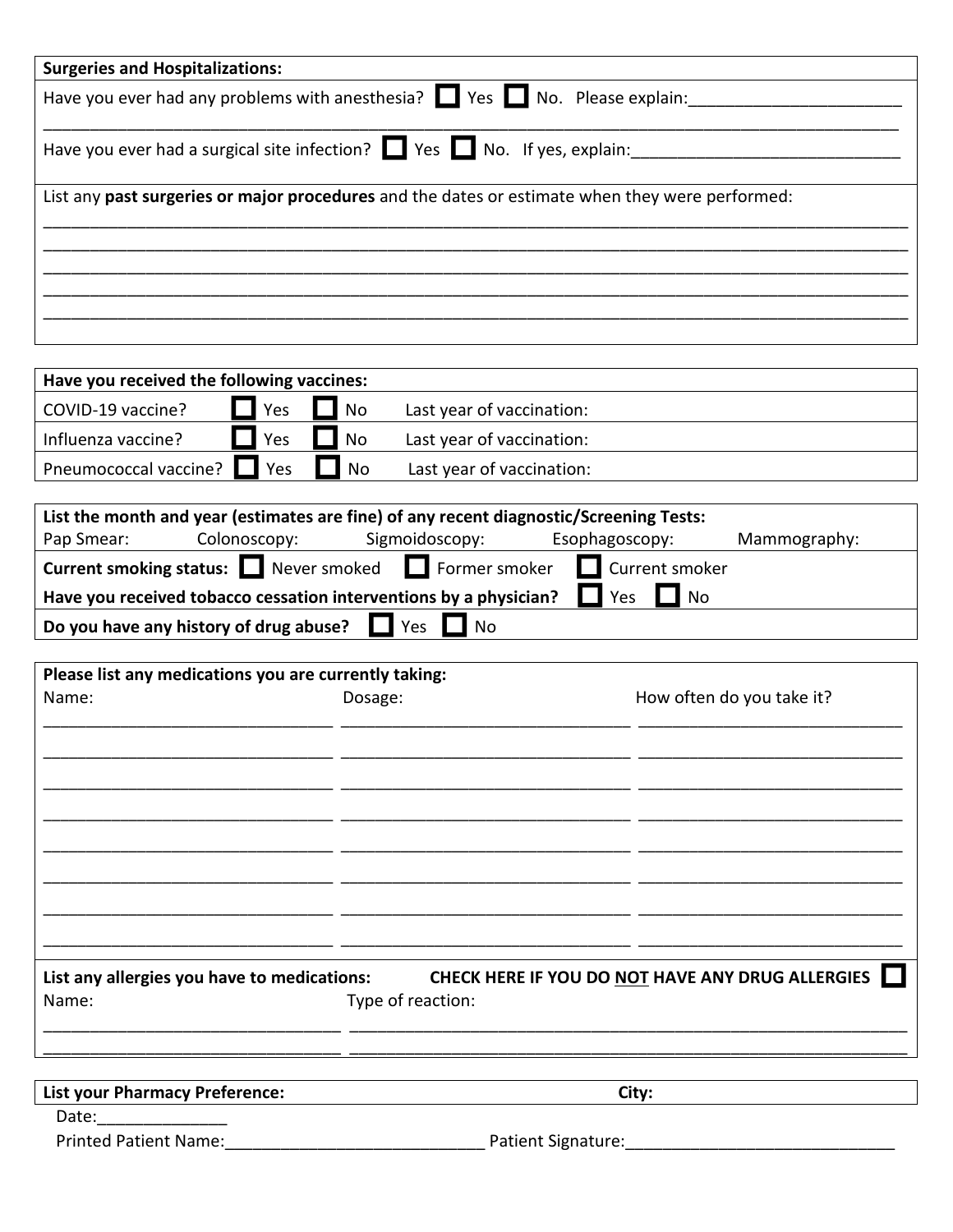**Surgeries and Hospitalizations:**

Have you ever had any problems with anesthesia? ☐ Yes ☐ No. Please explain:_______________________

_____________________________________________________________________________________________

Have you ever had a surgical site infection? ☐ Yes ☐ No. If yes, explain:_____________________________

List any **past surgeries or major procedures** and the dates or estimate when they were performed:

_____________________________________________________________________________________________

_____________________________________________________________________________________________

_____________________________________________________________________________________________

_____________________________________________________________________________________________

_____________________________________________________________________________________________

| **Have you received the following vaccines:** | | | |
|---|---|---|---|
| COVID-19 vaccine? | ☐ Yes | ☐ No | Last year of vaccination: |
| Influenza vaccine? | ☐ Yes | ☐ No | Last year of vaccination: |
| Pneumococcal vaccine? | ☐ Yes | ☐ No | Last year of vaccination: |

**List the month and year (estimates are fine) of any recent diagnostic/Screening Tests:**

Pap Smear: Colonoscopy: Sigmoidoscopy: Esophagoscopy: Mammography:

**Current smoking status:** ☐ Never smoked ☐ Former smoker ☐ Current smoker

**Have you received tobacco cessation interventions by a physician?** ☐ Yes ☐ No

**Do you have any history of drug abuse?** ☐ Yes ☐ No

**Please list any medications you are currently taking:**

| Name: | Dosage: | How often do you take it? |
|---|---|---|
| | | |
| | | |
| | | |
| | | |
| | | |
| | | |
| | | |
| | | |

**List any allergies you have to medications:** **CHECK HERE IF YOU DO NOT HAVE ANY DRUG ALLERGIES** ☐

| Name: | Type of reaction: |
|---|---|
| | |
| | |

**List your Pharmacy Preference:** **City:**

Date:______________

Printed Patient Name:____________________________ Patient Signature:_____________________________